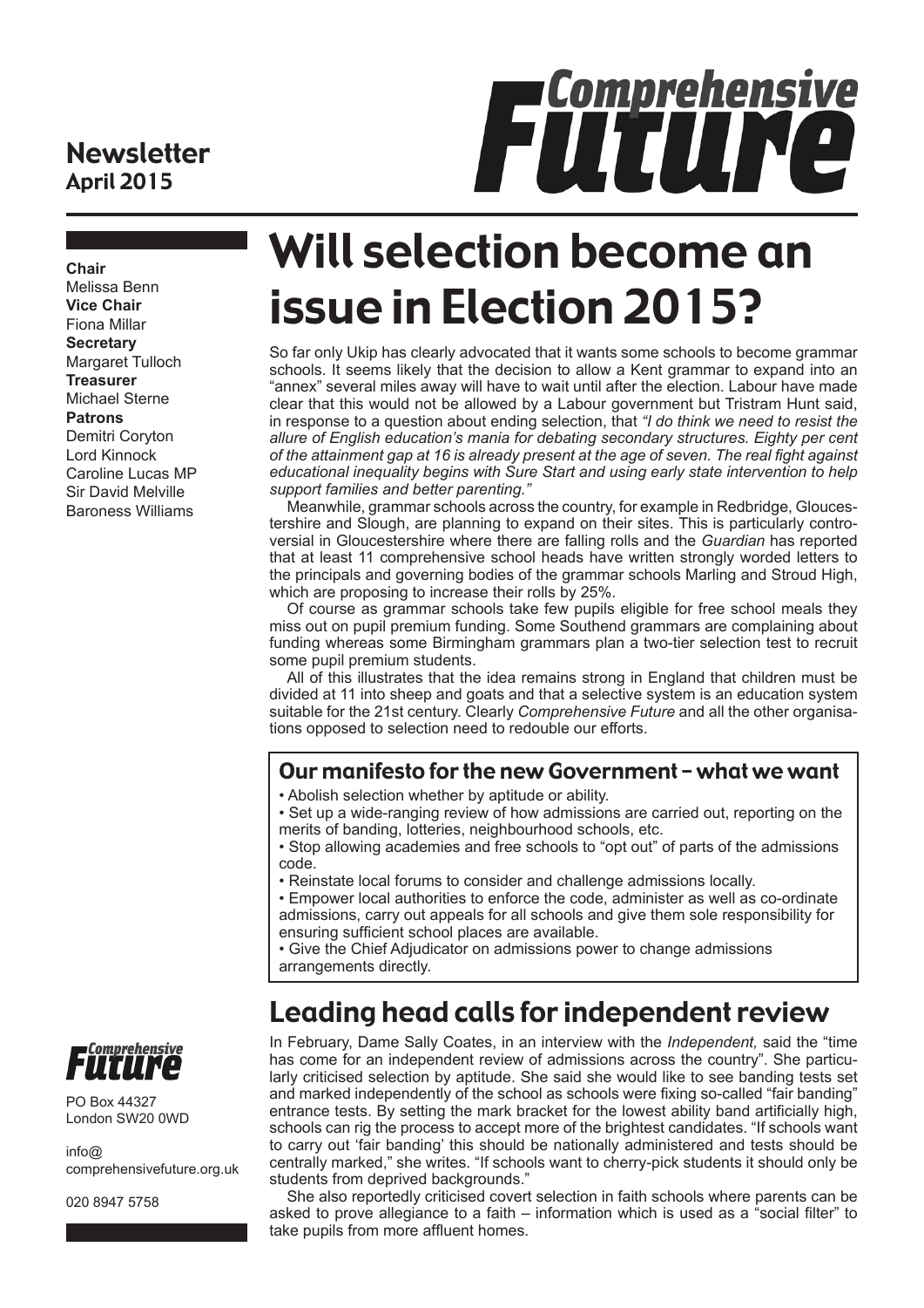# Comprehensive Future

**Newsletter**
**April 2015**

**Chair**
Melissa Benn
**Vice Chair**
Fiona Millar
**Secretary**
Margaret Tulloch
**Treasurer**
Michael Sterne
**Patrons**
Demitri Coryton
Lord Kinnock
Caroline Lucas MP
Sir David Melville
Baroness Williams

## Will selection become an issue in Election 2015?

So far only Ukip has clearly advocated that it wants some schools to become grammar schools. It seems likely that the decision to allow a Kent grammar to expand into an "annex" several miles away will have to wait until after the election. Labour have made clear that this would not be allowed by a Labour government but Tristram Hunt said, in response to a question about ending selection, that *"I do think we need to resist the allure of English education's mania for debating secondary structures. Eighty per cent of the attainment gap at 16 is already present at the age of seven. The real fight against educational inequality begins with Sure Start and using early state intervention to help support families and better parenting."*

Meanwhile, grammar schools across the country, for example in Redbridge, Gloucestershire and Slough, are planning to expand on their sites. This is particularly controversial in Gloucestershire where there are falling rolls and the *Guardian* has reported that at least 11 comprehensive school heads have written strongly worded letters to the principals and governing bodies of the grammar schools Marling and Stroud High, which are proposing to increase their rolls by 25%.

Of course as grammar schools take few pupils eligible for free school meals they miss out on pupil premium funding. Some Southend grammars are complaining about funding whereas some Birmingham grammars plan a two-tier selection test to recruit some pupil premium students.

All of this illustrates that the idea remains strong in England that children must be divided at 11 into sheep and goats and that a selective system is an education system suitable for the 21st century. Clearly *Comprehensive Future* and all the other organisations opposed to selection need to redouble our efforts.

### Our manifesto for the new Government – what we want

- Abolish selection whether by aptitude or ability.
- Set up a wide-ranging review of how admissions are carried out, reporting on the merits of banding, lotteries, neighbourhood schools, etc.
- Stop allowing academies and free schools to "opt out" of parts of the admissions code.
- Reinstate local forums to consider and challenge admissions locally.
- Empower local authorities to enforce the code, administer as well as co-ordinate admissions, carry out appeals for all schools and give them sole responsibility for ensuring sufficient school places are available.
- Give the Chief Adjudicator on admissions power to change admissions arrangements directly.

## Leading head calls for independent review

In February, Dame Sally Coates, in an interview with the *Independent,* said the "time has come for an independent review of admissions across the country". She particularly criticised selection by aptitude. She said she would like to see banding tests set and marked independently of the school as schools were fixing so-called "fair banding" entrance tests. By setting the mark bracket for the lowest ability band artificially high, schools can rig the process to accept more of the brightest candidates. "If schools want to carry out 'fair banding' this should be nationally administered and tests should be centrally marked," she writes. "If schools want to cherry-pick students it should only be students from deprived backgrounds."

She also reportedly criticised covert selection in faith schools where parents can be asked to prove allegiance to a faith – information which is used as a "social filter" to take pupils from more affluent homes.

Comprehensive Future

PO Box 44327
London SW20 0WD

info@
comprehensivefuture.org.uk

020 8947 5758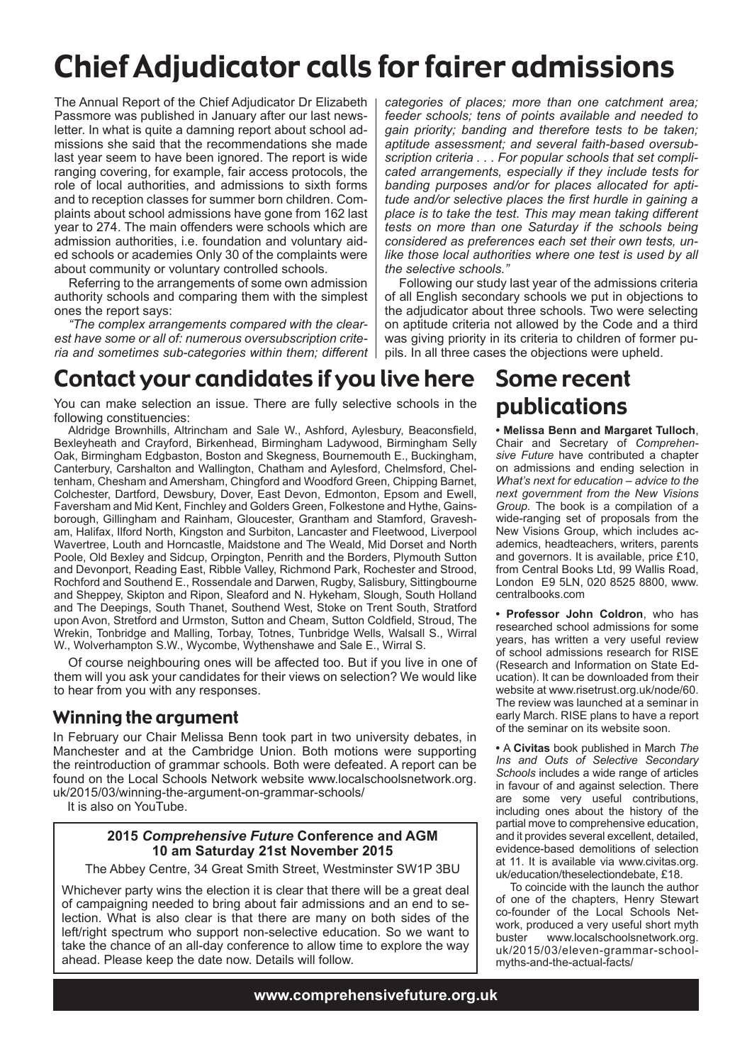# Chief Adjudicator calls for fairer admissions

The Annual Report of the Chief Adjudicator Dr Elizabeth Passmore was published in January after our last newsletter. In what is quite a damning report about school admissions she said that the recommendations she made last year seem to have been ignored. The report is wide ranging covering, for example, fair access protocols, the role of local authorities, and admissions to sixth forms and to reception classes for summer born children. Complaints about school admissions have gone from 162 last year to 274. The main offenders were schools which are admission authorities, i.e. foundation and voluntary aided schools or academies Only 30 of the complaints were about community or voluntary controlled schools.

Referring to the arrangements of some own admission authority schools and comparing them with the simplest ones the report says:

*"The complex arrangements compared with the clearest have some or all of: numerous oversubscription criteria and sometimes sub-categories within them; different categories of places; more than one catchment area; feeder schools; tens of points available and needed to gain priority; banding and therefore tests to be taken; aptitude assessment; and several faith-based oversubscription criteria . . . For popular schools that set complicated arrangements, especially if they include tests for banding purposes and/or for places allocated for aptitude and/or selective places the first hurdle in gaining a place is to take the test. This may mean taking different tests on more than one Saturday if the schools being considered as preferences each set their own tests, unlike those local authorities where one test is used by all the selective schools."*

Following our study last year of the admissions criteria of all English secondary schools we put in objections to the adjudicator about three schools. Two were selecting on aptitude criteria not allowed by the Code and a third was giving priority in its criteria to children of former pupils. In all three cases the objections were upheld.

# Contact your candidates if you live here

You can make selection an issue. There are fully selective schools in the following constituencies:

Aldridge Brownhills, Altrincham and Sale W., Ashford, Aylesbury, Beaconsfield, Bexleyheath and Crayford, Birkenhead, Birmingham Ladywood, Birmingham Selly Oak, Birmingham Edgbaston, Boston and Skegness, Bournemouth E., Buckingham, Canterbury, Carshalton and Wallington, Chatham and Aylesford, Chelmsford, Cheltenham, Chesham and Amersham, Chingford and Woodford Green, Chipping Barnet, Colchester, Dartford, Dewsbury, Dover, East Devon, Edmonton, Epsom and Ewell, Faversham and Mid Kent, Finchley and Golders Green, Folkestone and Hythe, Gainsborough, Gillingham and Rainham, Gloucester, Grantham and Stamford, Gravesham, Halifax, Ilford North, Kingston and Surbiton, Lancaster and Fleetwood, Liverpool Wavertree, Louth and Horncastle, Maidstone and The Weald, Mid Dorset and North Poole, Old Bexley and Sidcup, Orpington, Penrith and the Borders, Plymouth Sutton and Devonport, Reading East, Ribble Valley, Richmond Park, Rochester and Strood, Rochford and Southend E., Rossendale and Darwen, Rugby, Salisbury, Sittingbourne and Sheppey, Skipton and Ripon, Sleaford and N. Hykeham, Slough, South Holland and The Deepings, South Thanet, Southend West, Stoke on Trent South, Stratford upon Avon, Stretford and Urmston, Sutton and Cheam, Sutton Coldfield, Stroud, The Wrekin, Tonbridge and Malling, Torbay, Totnes, Tunbridge Wells, Walsall S., Wirral W., Wolverhampton S.W., Wycombe, Wythenshawe and Sale E., Wirral S.

Of course neighbouring ones will be affected too. But if you live in one of them will you ask your candidates for their views on selection? We would like to hear from you with any responses.

## Winning the argument

In February our Chair Melissa Benn took part in two university debates, in Manchester and at the Cambridge Union. Both motions were supporting the reintroduction of grammar schools. Both were defeated. A report can be found on the Local Schools Network website www.localschoolsnetwork.org.uk/2015/03/winning-the-argument-on-grammar-schools/

It is also on YouTube.

**2015 *Comprehensive Future* Conference and AGM**
**10 am Saturday 21st November 2015**

The Abbey Centre, 34 Great Smith Street, Westminster SW1P 3BU

Whichever party wins the election it is clear that there will be a great deal of campaigning needed to bring about fair admissions and an end to selection. What is also clear is that there are many on both sides of the left/right spectrum who support non-selective education. So we want to take the chance of an all-day conference to allow time to explore the way ahead. Please keep the date now. Details will follow.

# Some recent publications

- **Melissa Benn and Margaret Tulloch**, Chair and Secretary of *Comprehensive Future* have contributed a chapter on admissions and ending selection in *What's next for education – advice to the next government from the New Visions Group*. The book is a compilation of a wide-ranging set of proposals from the New Visions Group, which includes academics, headteachers, writers, parents and governors. It is available, price £10, from Central Books Ltd, 99 Wallis Road, London E9 5LN, 020 8525 8800, www.centralbooks.com

- **Professor John Coldron**, who has researched school admissions for some years, has written a very useful review of school admissions research for RISE (Research and Information on State Education). It can be downloaded from their website at www.risetrust.org.uk/node/60. The review was launched at a seminar in early March. RISE plans to have a report of the seminar on its website soon.

- A **Civitas** book published in March *The Ins and Outs of Selective Secondary Schools* includes a wide range of articles in favour of and against selection. There are some very useful contributions, including ones about the history of the partial move to comprehensive education, and it provides several excellent, detailed, evidence-based demolitions of selection at 11. It is available via www.civitas.org.uk/education/theselectiondebate, £18.

To coincide with the launch the author of one of the chapters, Henry Stewart co-founder of the Local Schools Network, produced a very useful short myth buster www.localschoolsnetwork.org.uk/2015/03/eleven-grammar-school-myths-and-the-actual-facts/

**www.comprehensivefuture.org.uk**